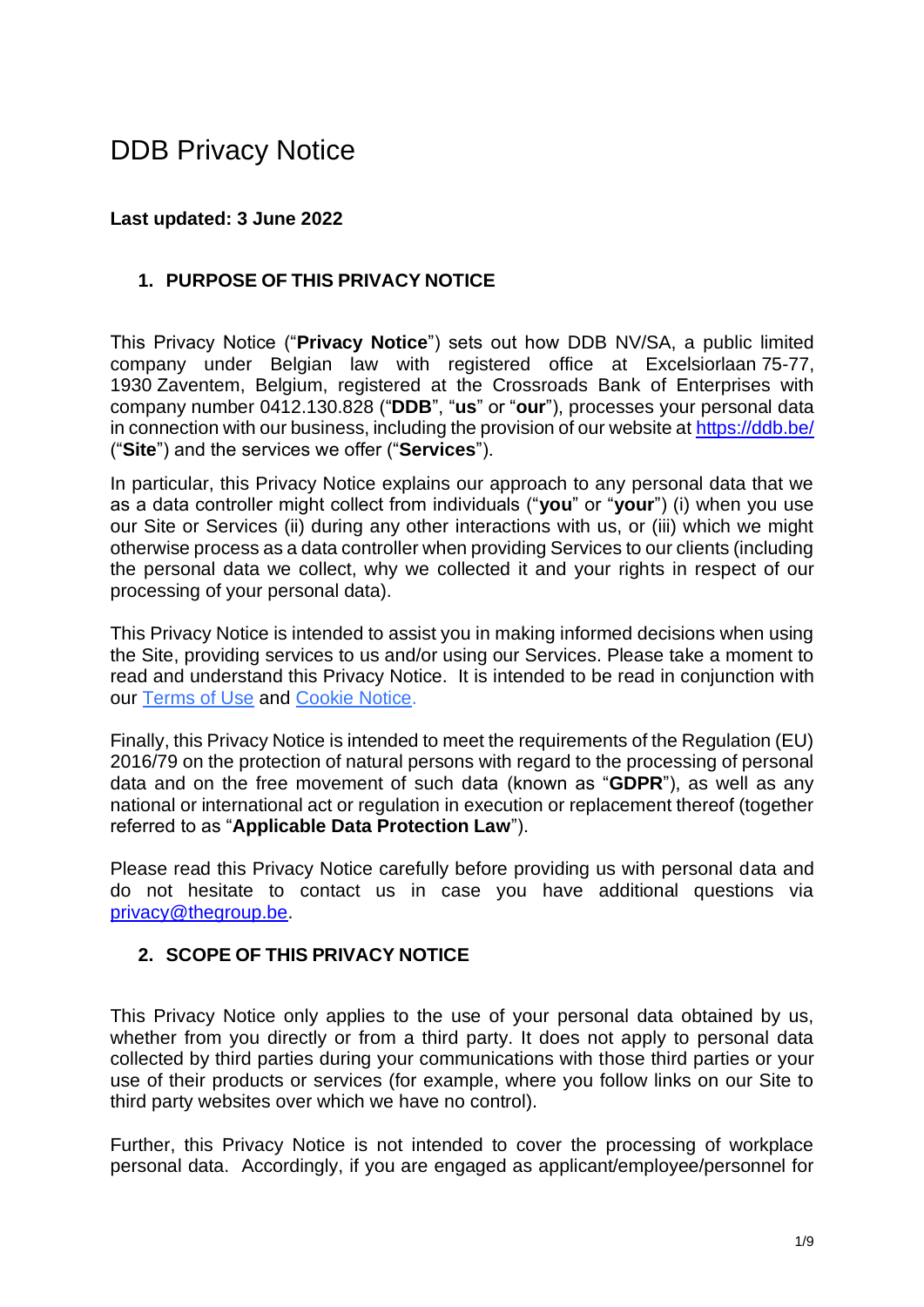# DDB Privacy Notice

**Last updated: 3 June 2022**

## 1. PURPOSE OF THIS PRIVACY NOTICE

This Privacy Notice ("**Privacy Notice**") sets out how DDB NV/SA, a public limited company under Belgian law with registered office at Excelsiorlaan 75-77, 1930 Zaventem, Belgium, registered at the Crossroads Bank of Enterprises with company number 0412.130.828 ("**DDB**", "**us**" or "**our**"), processes your personal data in connection with our business, including the provision of our website at [https://ddb.be/](https://ddb.be/) ("**Site**") and the services we offer ("**Services**").

In particular, this Privacy Notice explains our approach to any personal data that we as a data controller might collect from individuals ("**you**" or "**your**") (i) when you use our Site or Services (ii) during any other interactions with us, or (iii) which we might otherwise process as a data controller when providing Services to our clients (including the personal data we collect, why we collected it and your rights in respect of our processing of your personal data).

This Privacy Notice is intended to assist you in making informed decisions when using the Site, providing services to us and/or using our Services. Please take a moment to read and understand this Privacy Notice. It is intended to be read in conjunction with our Terms of Use and Cookie Notice.

Finally, this Privacy Notice is intended to meet the requirements of the Regulation (EU) 2016/79 on the protection of natural persons with regard to the processing of personal data and on the free movement of such data (known as "**GDPR**"), as well as any national or international act or regulation in execution or replacement thereof (together referred to as "**Applicable Data Protection Law**").

Please read this Privacy Notice carefully before providing us with personal data and do not hesitate to contact us in case you have additional questions via privacy@thegroup.be.

## 2. SCOPE OF THIS PRIVACY NOTICE

This Privacy Notice only applies to the use of your personal data obtained by us, whether from you directly or from a third party. It does not apply to personal data collected by third parties during your communications with those third parties or your use of their products or services (for example, where you follow links on our Site to third party websites over which we have no control).

Further, this Privacy Notice is not intended to cover the processing of workplace personal data. Accordingly, if you are engaged as applicant/employee/personnel for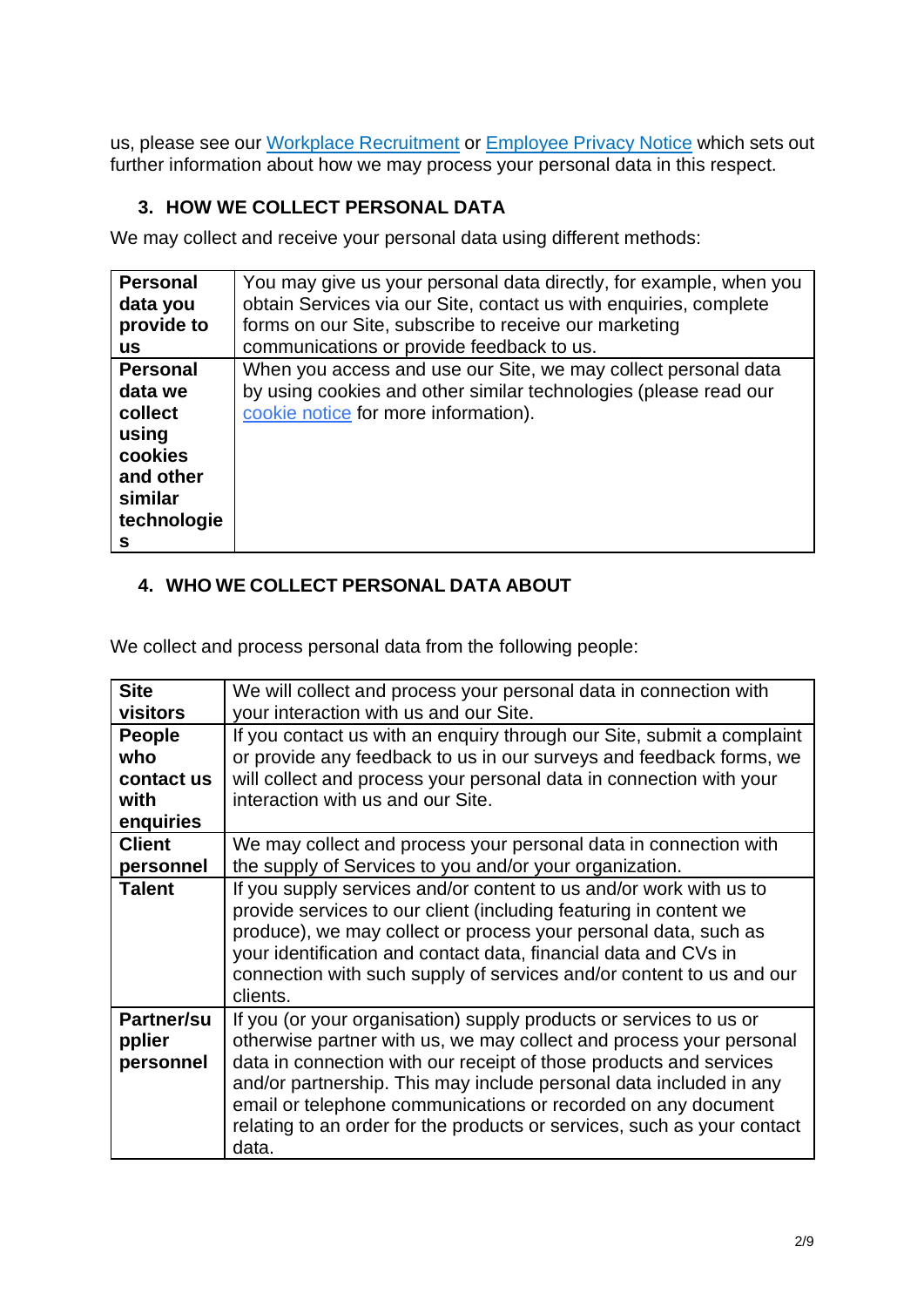us, please see our Workplace Recruitment or Employee Privacy Notice which sets out further information about how we may process your personal data in this respect.

## 3. HOW WE COLLECT PERSONAL DATA

We may collect and receive your personal data using different methods:

| | |
|---|---|
| **Personal data you provide to us** | You may give us your personal data directly, for example, when you obtain Services via our Site, contact us with enquiries, complete forms on our Site, subscribe to receive our marketing communications or provide feedback to us. |
| **Personal data we collect using cookies and other similar technologies** | When you access and use our Site, we may collect personal data by using cookies and other similar technologies (please read our cookie notice for more information). |

## 4. WHO WE COLLECT PERSONAL DATA ABOUT

We collect and process personal data from the following people:

| | |
|---|---|
| **Site visitors** | We will collect and process your personal data in connection with your interaction with us and our Site. |
| **People who contact us with enquiries** | If you contact us with an enquiry through our Site, submit a complaint or provide any feedback to us in our surveys and feedback forms, we will collect and process your personal data in connection with your interaction with us and our Site. |
| **Client personnel** | We may collect and process your personal data in connection with the supply of Services to you and/or your organization. |
| **Talent** | If you supply services and/or content to us and/or work with us to provide services to our client (including featuring in content we produce), we may collect or process your personal data, such as your identification and contact data, financial data and CVs in connection with such supply of services and/or content to us and our clients. |
| **Partner/supplier personnel** | If you (or your organisation) supply products or services to us or otherwise partner with us, we may collect and process your personal data in connection with our receipt of those products and services and/or partnership. This may include personal data included in any email or telephone communications or recorded on any document relating to an order for the products or services, such as your contact data. |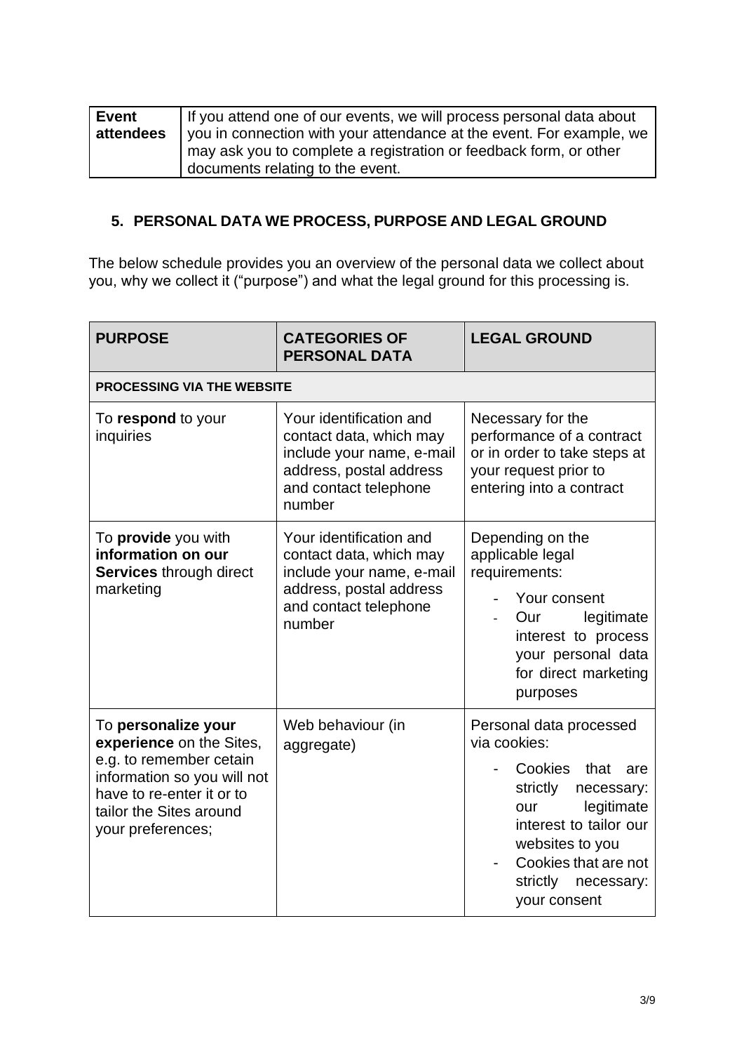| **Event attendees** | If you attend one of our events, we will process personal data about you in connection with your attendance at the event. For example, we may ask you to complete a registration or feedback form, or other documents relating to the event. |
|---|---|

## 5. PERSONAL DATA WE PROCESS, PURPOSE AND LEGAL GROUND

The below schedule provides you an overview of the personal data we collect about you, why we collect it ("purpose") and what the legal ground for this processing is.

| PURPOSE | CATEGORIES OF PERSONAL DATA | LEGAL GROUND |
|---|---|---|
| **PROCESSING VIA THE WEBSITE** | | |
| To **respond** to your inquiries | Your identification and contact data, which may include your name, e-mail address, postal address and contact telephone number | Necessary for the performance of a contract or in order to take steps at your request prior to entering into a contract |
| To **provide** you with **information on our Services** through direct marketing | Your identification and contact data, which may include your name, e-mail address, postal address and contact telephone number | Depending on the applicable legal requirements:<br>- Your consent<br>- Our legitimate interest to process your personal data for direct marketing purposes |
| To **personalize your experience** on the Sites, e.g. to remember cetain information so you will not have to re-enter it or to tailor the Sites around your preferences; | Web behaviour (in aggregate) | Personal data processed via cookies:<br>- Cookies that are strictly necessary: our legitimate interest to tailor our websites to you<br>- Cookies that are not strictly necessary: your consent |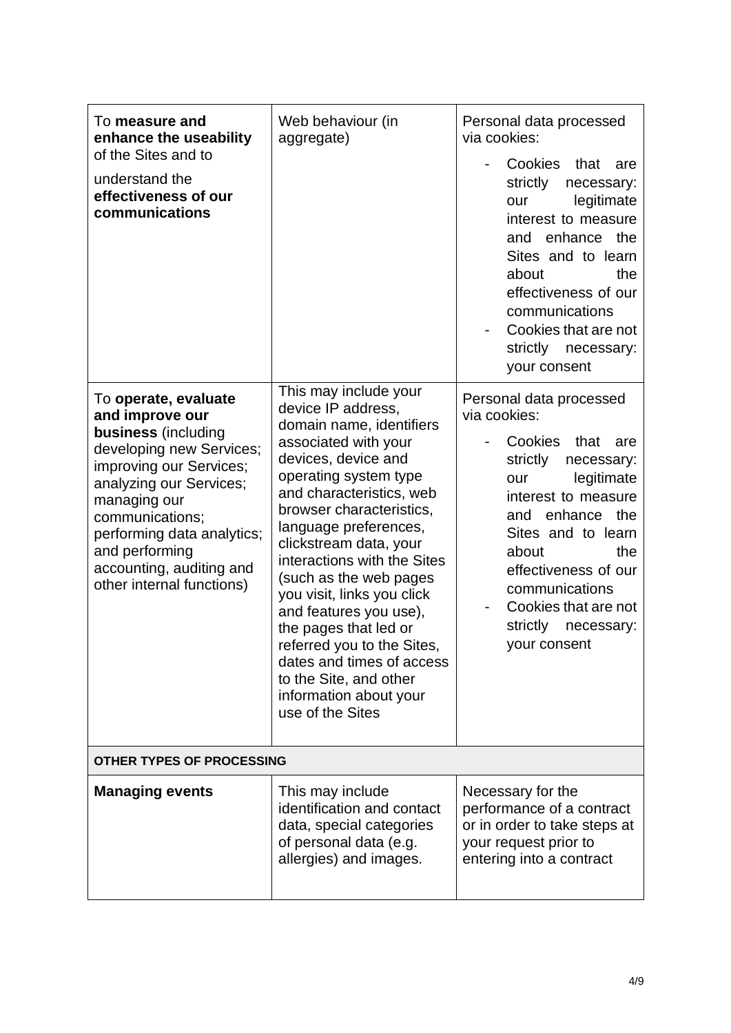| | | |
|---|---|---|
| To **measure and enhance the useability** of the Sites and to understand the **effectiveness of our communications** | Web behaviour (in aggregate) | Personal data processed via cookies:<br>- Cookies that are strictly necessary: our legitimate interest to measure and enhance the Sites and to learn about the effectiveness of our communications<br>- Cookies that are not strictly necessary: your consent |
| To **operate, evaluate and improve our business** (including developing new Services; improving our Services; analyzing our Services; managing our communications; performing data analytics; and performing accounting, auditing and other internal functions) | This may include your device IP address, domain name, identifiers associated with your devices, device and operating system type and characteristics, web browser characteristics, language preferences, clickstream data, your interactions with the Sites (such as the web pages you visit, links you click and features you use), the pages that led or referred you to the Sites, dates and times of access to the Site, and other information about your use of the Sites | Personal data processed via cookies:<br>- Cookies that are strictly necessary: our legitimate interest to measure and enhance the Sites and to learn about the effectiveness of our communications<br>- Cookies that are not strictly necessary: your consent |
| **OTHER TYPES OF PROCESSING** | | |
| **Managing events** | This may include identification and contact data, special categories of personal data (e.g. allergies) and images. | Necessary for the performance of a contract or in order to take steps at your request prior to entering into a contract |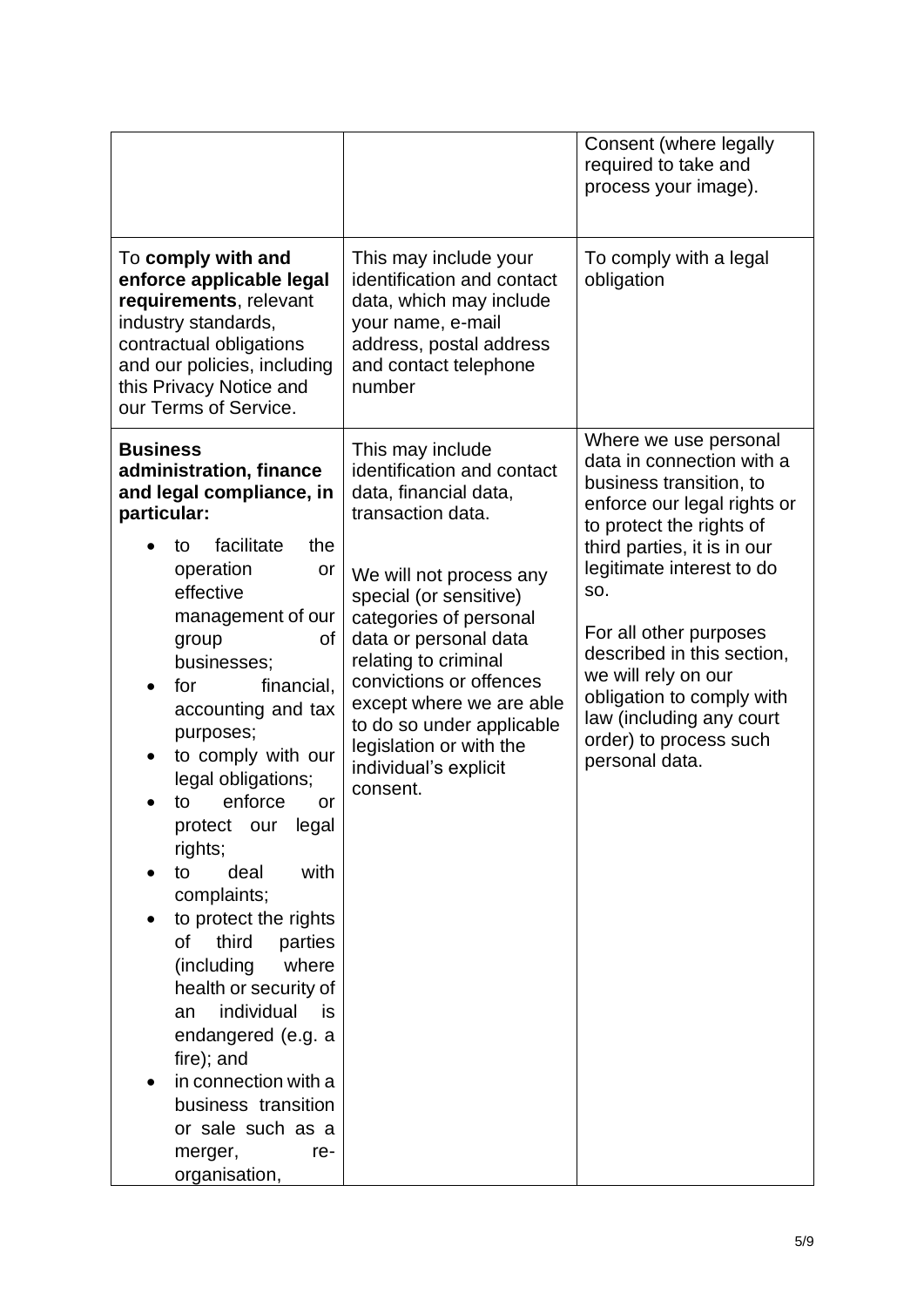| | | |
|---|---|---|
| | | Consent (where legally required to take and process your image). |
| To **comply with and enforce applicable legal requirements**, relevant industry standards, contractual obligations and our policies, including this Privacy Notice and our Terms of Service. | This may include your identification and contact data, which may include your name, e-mail address, postal address and contact telephone number | To comply with a legal obligation |
| **Business administration, finance and legal compliance, in particular:**<br>• to facilitate the operation or effective management of our group of businesses;<br>• for financial, accounting and tax purposes;<br>• to comply with our legal obligations;<br>• to enforce or protect our legal rights;<br>• to deal with complaints;<br>• to protect the rights of third parties (including where health or security of an individual is endangered (e.g. a fire); and<br>• in connection with a business transition or sale such as a merger, re-organisation, | This may include identification and contact data, financial data, transaction data.<br><br>We will not process any special (or sensitive) categories of personal data or personal data relating to criminal convictions or offences except where we are able to do so under applicable legislation or with the individual's explicit consent. | Where we use personal data in connection with a business transition, to enforce our legal rights or to protect the rights of third parties, it is in our legitimate interest to do so.<br><br>For all other purposes described in this section, we will rely on our obligation to comply with law (including any court order) to process such personal data. |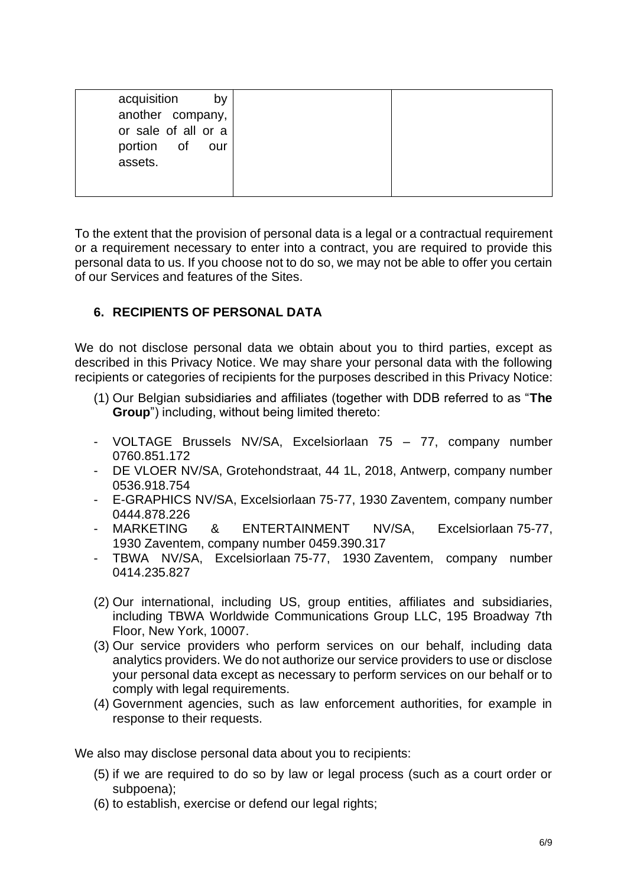| | | |
|---|---|---|
| acquisition by another company, or sale of all or a portion of our assets. | | |

To the extent that the provision of personal data is a legal or a contractual requirement or a requirement necessary to enter into a contract, you are required to provide this personal data to us. If you choose not to do so, we may not be able to offer you certain of our Services and features of the Sites.

## 6. RECIPIENTS OF PERSONAL DATA

We do not disclose personal data we obtain about you to third parties, except as described in this Privacy Notice. We may share your personal data with the following recipients or categories of recipients for the purposes described in this Privacy Notice:

(1) Our Belgian subsidiaries and affiliates (together with DDB referred to as "**The Group**") including, without being limited thereto:

- VOLTAGE Brussels NV/SA, Excelsiorlaan 75 – 77, company number 0760.851.172
- DE VLOER NV/SA, Grotehondstraat, 44 1L, 2018, Antwerp, company number 0536.918.754
- E-GRAPHICS NV/SA, Excelsiorlaan 75-77, 1930 Zaventem, company number 0444.878.226
- MARKETING & ENTERTAINMENT NV/SA, Excelsiorlaan 75-77, 1930 Zaventem, company number 0459.390.317
- TBWA NV/SA, Excelsiorlaan 75-77, 1930 Zaventem, company number 0414.235.827

(2) Our international, including US, group entities, affiliates and subsidiaries, including TBWA Worldwide Communications Group LLC, 195 Broadway 7th Floor, New York, 10007.

(3) Our service providers who perform services on our behalf, including data analytics providers. We do not authorize our service providers to use or disclose your personal data except as necessary to perform services on our behalf or to comply with legal requirements.

(4) Government agencies, such as law enforcement authorities, for example in response to their requests.

We also may disclose personal data about you to recipients:

(5) if we are required to do so by law or legal process (such as a court order or subpoena);

(6) to establish, exercise or defend our legal rights;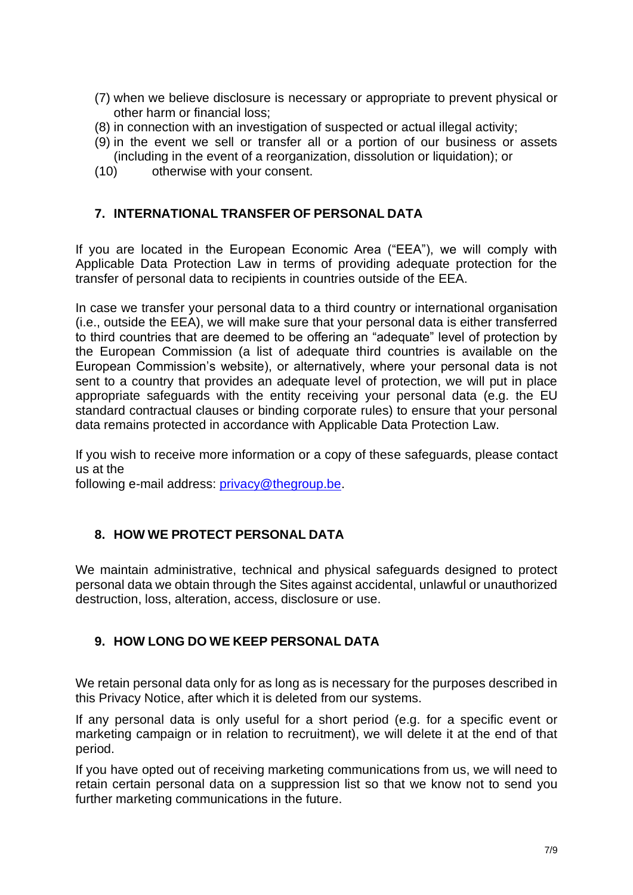(7) when we believe disclosure is necessary or appropriate to prevent physical or other harm or financial loss;
(8) in connection with an investigation of suspected or actual illegal activity;
(9) in the event we sell or transfer all or a portion of our business or assets (including in the event of a reorganization, dissolution or liquidation); or
(10) otherwise with your consent.

## 7. INTERNATIONAL TRANSFER OF PERSONAL DATA

If you are located in the European Economic Area ("EEA"), we will comply with Applicable Data Protection Law in terms of providing adequate protection for the transfer of personal data to recipients in countries outside of the EEA.

In case we transfer your personal data to a third country or international organisation (i.e., outside the EEA), we will make sure that your personal data is either transferred to third countries that are deemed to be offering an "adequate" level of protection by the European Commission (a list of adequate third countries is available on the European Commission's website), or alternatively, where your personal data is not sent to a country that provides an adequate level of protection, we will put in place appropriate safeguards with the entity receiving your personal data (e.g. the EU standard contractual clauses or binding corporate rules) to ensure that your personal data remains protected in accordance with Applicable Data Protection Law.

If you wish to receive more information or a copy of these safeguards, please contact us at the
following e-mail address: privacy@thegroup.be.

## 8. HOW WE PROTECT PERSONAL DATA

We maintain administrative, technical and physical safeguards designed to protect personal data we obtain through the Sites against accidental, unlawful or unauthorized destruction, loss, alteration, access, disclosure or use.

## 9. HOW LONG DO WE KEEP PERSONAL DATA

We retain personal data only for as long as is necessary for the purposes described in this Privacy Notice, after which it is deleted from our systems.

If any personal data is only useful for a short period (e.g. for a specific event or marketing campaign or in relation to recruitment), we will delete it at the end of that period.

If you have opted out of receiving marketing communications from us, we will need to retain certain personal data on a suppression list so that we know not to send you further marketing communications in the future.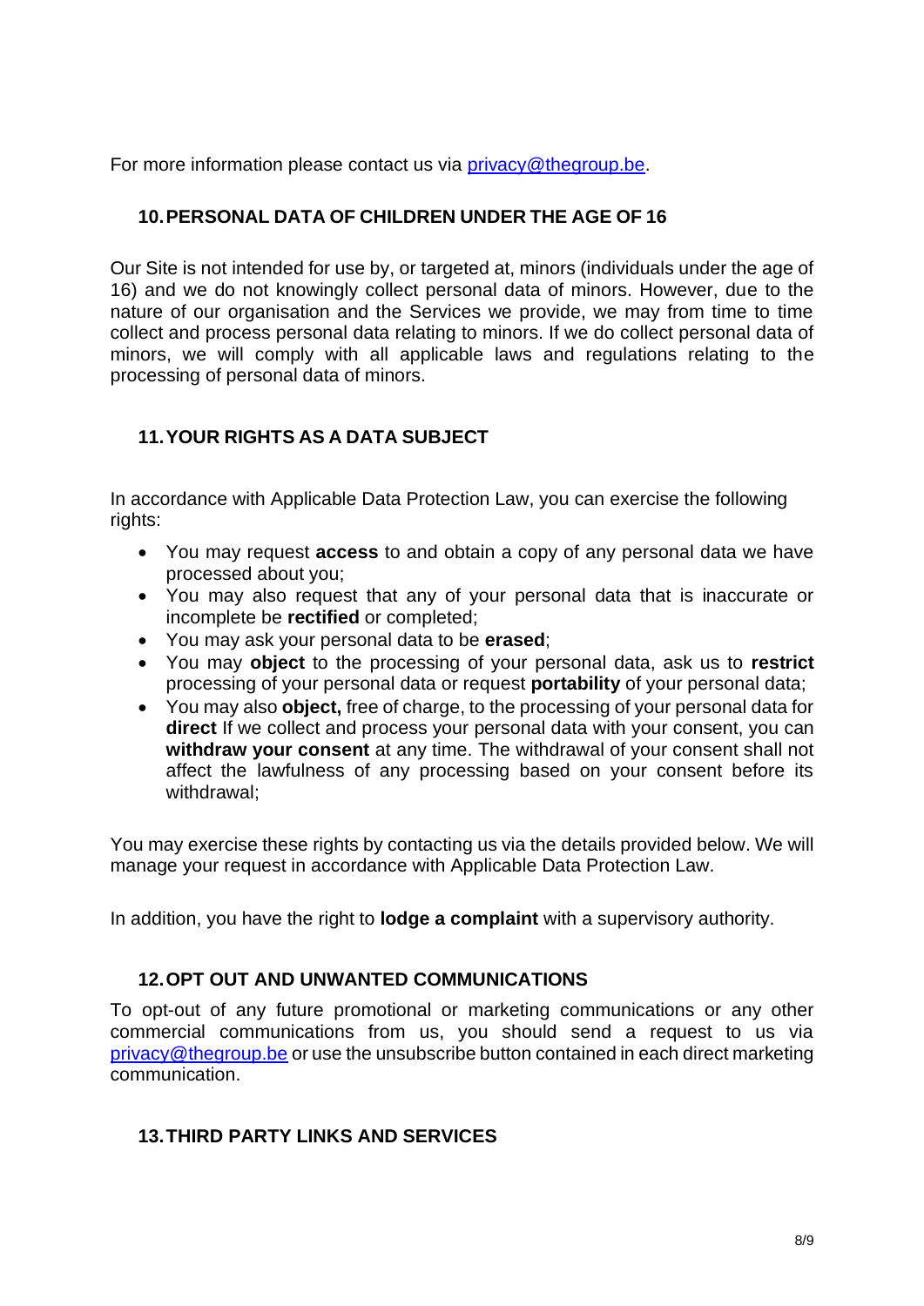For more information please contact us via privacy@thegroup.be.

## 10. PERSONAL DATA OF CHILDREN UNDER THE AGE OF 16

Our Site is not intended for use by, or targeted at, minors (individuals under the age of 16) and we do not knowingly collect personal data of minors. However, due to the nature of our organisation and the Services we provide, we may from time to time collect and process personal data relating to minors. If we do collect personal data of minors, we will comply with all applicable laws and regulations relating to the processing of personal data of minors.

## 11. YOUR RIGHTS AS A DATA SUBJECT

In accordance with Applicable Data Protection Law, you can exercise the following rights:

- You may request **access** to and obtain a copy of any personal data we have processed about you;
- You may also request that any of your personal data that is inaccurate or incomplete be **rectified** or completed;
- You may ask your personal data to be **erased**;
- You may **object** to the processing of your personal data, ask us to **restrict** processing of your personal data or request **portability** of your personal data;
- You may also **object,** free of charge, to the processing of your personal data for **direct** If we collect and process your personal data with your consent, you can **withdraw your consent** at any time. The withdrawal of your consent shall not affect the lawfulness of any processing based on your consent before its withdrawal;

You may exercise these rights by contacting us via the details provided below. We will manage your request in accordance with Applicable Data Protection Law.

In addition, you have the right to **lodge a complaint** with a supervisory authority.

## 12. OPT OUT AND UNWANTED COMMUNICATIONS

To opt-out of any future promotional or marketing communications or any other commercial communications from us, you should send a request to us via privacy@thegroup.be or use the unsubscribe button contained in each direct marketing communication.

## 13. THIRD PARTY LINKS AND SERVICES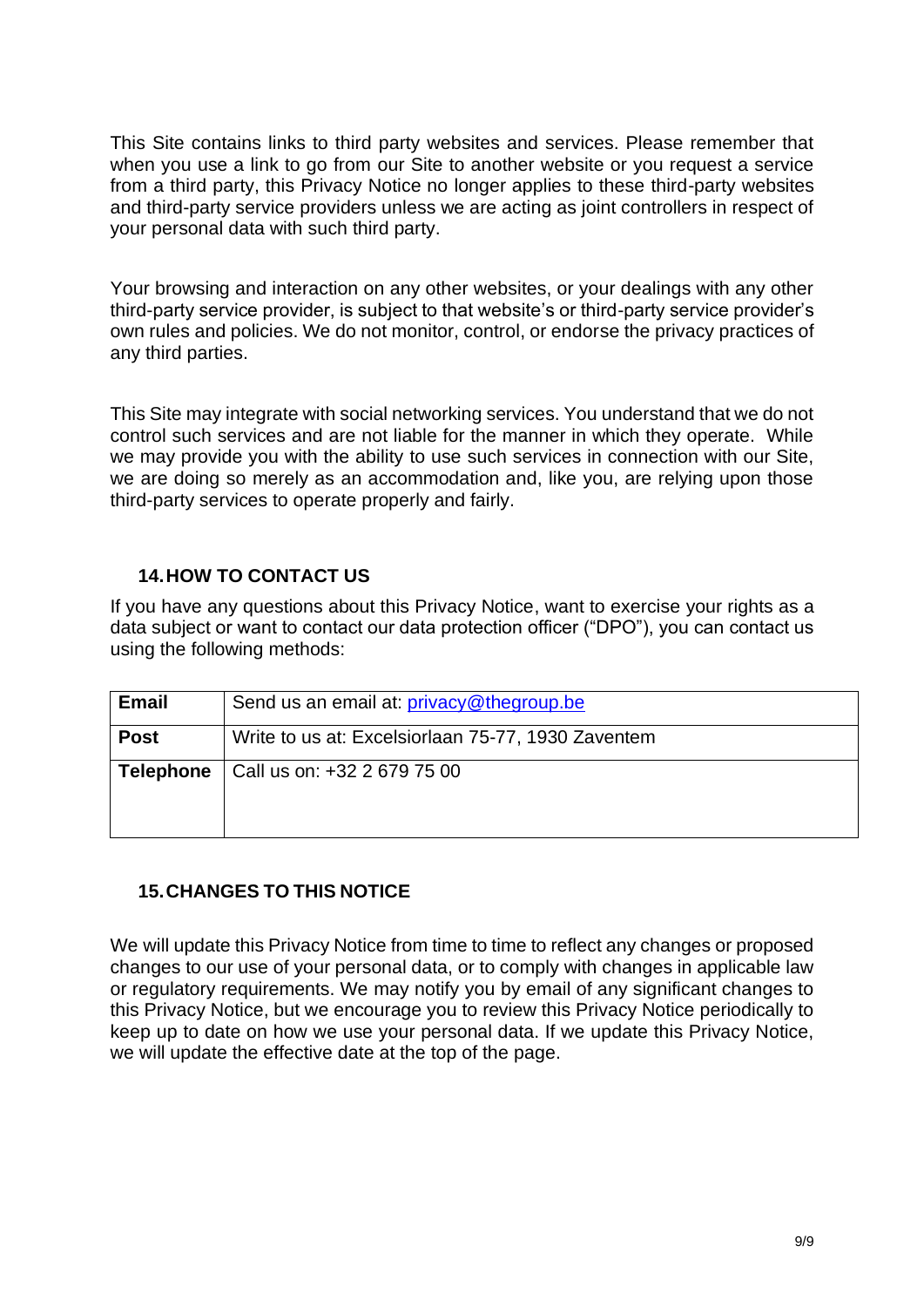This Site contains links to third party websites and services. Please remember that when you use a link to go from our Site to another website or you request a service from a third party, this Privacy Notice no longer applies to these third-party websites and third-party service providers unless we are acting as joint controllers in respect of your personal data with such third party.

Your browsing and interaction on any other websites, or your dealings with any other third-party service provider, is subject to that website's or third-party service provider's own rules and policies. We do not monitor, control, or endorse the privacy practices of any third parties.

This Site may integrate with social networking services. You understand that we do not control such services and are not liable for the manner in which they operate. While we may provide you with the ability to use such services in connection with our Site, we are doing so merely as an accommodation and, like you, are relying upon those third-party services to operate properly and fairly.

## 14. HOW TO CONTACT US

If you have any questions about this Privacy Notice, want to exercise your rights as a data subject or want to contact our data protection officer ("DPO"), you can contact us using the following methods:

| | |
|---|---|
| **Email** | Send us an email at: privacy@thegroup.be |
| **Post** | Write to us at: Excelsiorlaan 75-77, 1930 Zaventem |
| **Telephone** | Call us on: +32 2 679 75 00 |

## 15. CHANGES TO THIS NOTICE

We will update this Privacy Notice from time to time to reflect any changes or proposed changes to our use of your personal data, or to comply with changes in applicable law or regulatory requirements. We may notify you by email of any significant changes to this Privacy Notice, but we encourage you to review this Privacy Notice periodically to keep up to date on how we use your personal data. If we update this Privacy Notice, we will update the effective date at the top of the page.